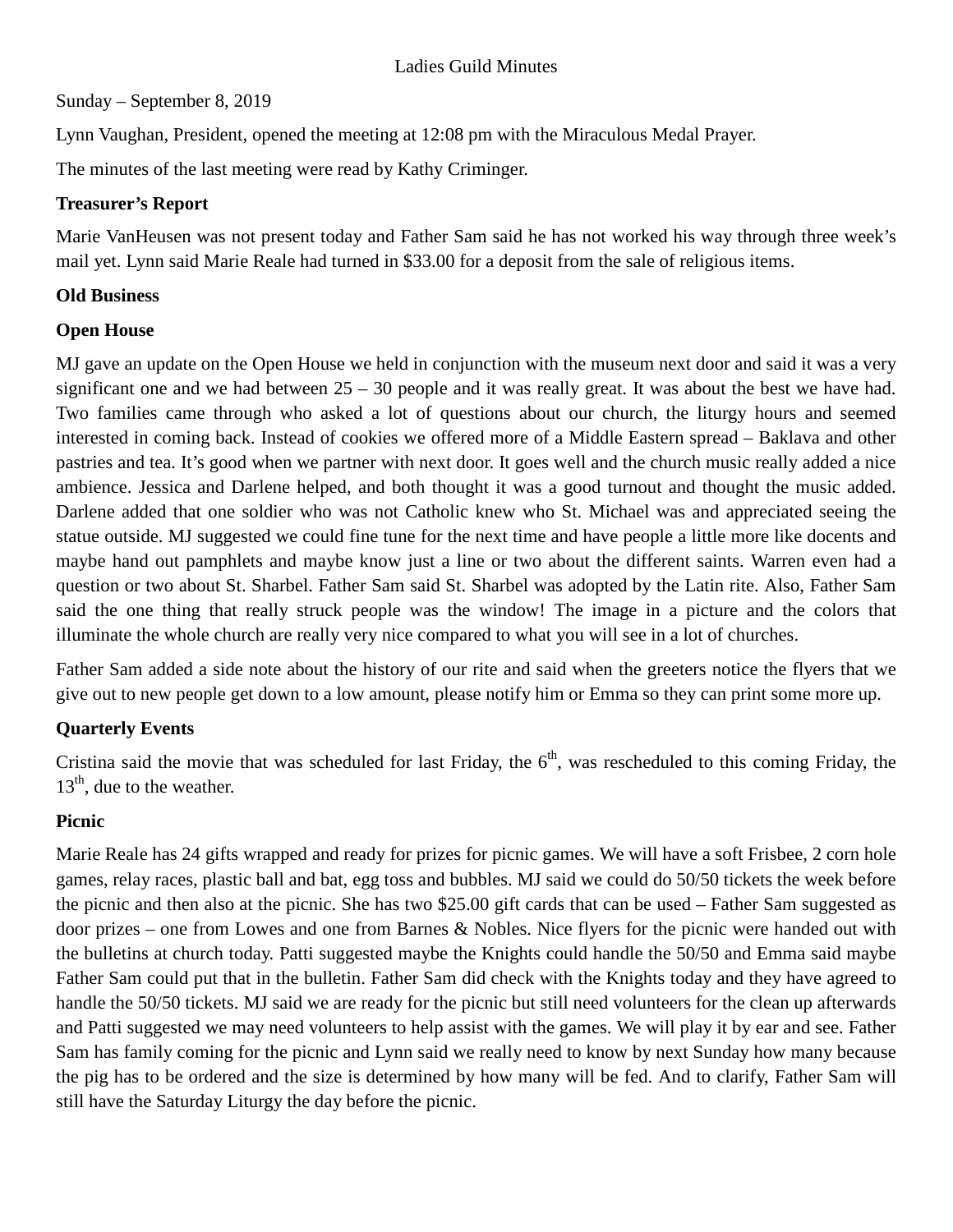# Ladies Guild Minutes

Sunday – September 8, 2019

Lynn Vaughan, President, opened the meeting at 12:08 pm with the Miraculous Medal Prayer.

The minutes of the last meeting were read by Kathy Criminger.

**Treasurer's Report**

Marie VanHeusen was not present today and Father Sam said he has not worked his way through three week's mail yet. Lynn said Marie Reale had turned in $33.00 for a deposit from the sale of religious items.

**Old Business**

**Open House**

MJ gave an update on the Open House we held in conjunction with the museum next door and said it was a very significant one and we had between 25 – 30 people and it was really great. It was about the best we have had. Two families came through who asked a lot of questions about our church, the liturgy hours and seemed interested in coming back. Instead of cookies we offered more of a Middle Eastern spread – Baklava and other pastries and tea. It's good when we partner with next door. It goes well and the church music really added a nice ambience. Jessica and Darlene helped, and both thought it was a good turnout and thought the music added. Darlene added that one soldier who was not Catholic knew who St. Michael was and appreciated seeing the statue outside. MJ suggested we could fine tune for the next time and have people a little more like docents and maybe hand out pamphlets and maybe know just a line or two about the different saints. Warren even had a question or two about St. Sharbel. Father Sam said St. Sharbel was adopted by the Latin rite. Also, Father Sam said the one thing that really struck people was the window! The image in a picture and the colors that illuminate the whole church are really very nice compared to what you will see in a lot of churches.

Father Sam added a side note about the history of our rite and said when the greeters notice the flyers that we give out to new people get down to a low amount, please notify him or Emma so they can print some more up.

**Quarterly Events**

Cristina said the movie that was scheduled for last Friday, the 6th, was rescheduled to this coming Friday, the 13th, due to the weather.

**Picnic**

Marie Reale has 24 gifts wrapped and ready for prizes for picnic games. We will have a soft Frisbee, 2 corn hole games, relay races, plastic ball and bat, egg toss and bubbles. MJ said we could do 50/50 tickets the week before the picnic and then also at the picnic. She has two $25.00 gift cards that can be used – Father Sam suggested as door prizes – one from Lowes and one from Barnes & Nobles. Nice flyers for the picnic were handed out with the bulletins at church today. Patti suggested maybe the Knights could handle the 50/50 and Emma said maybe Father Sam could put that in the bulletin. Father Sam did check with the Knights today and they have agreed to handle the 50/50 tickets. MJ said we are ready for the picnic but still need volunteers for the clean up afterwards and Patti suggested we may need volunteers to help assist with the games. We will play it by ear and see. Father Sam has family coming for the picnic and Lynn said we really need to know by next Sunday how many because the pig has to be ordered and the size is determined by how many will be fed. And to clarify, Father Sam will still have the Saturday Liturgy the day before the picnic.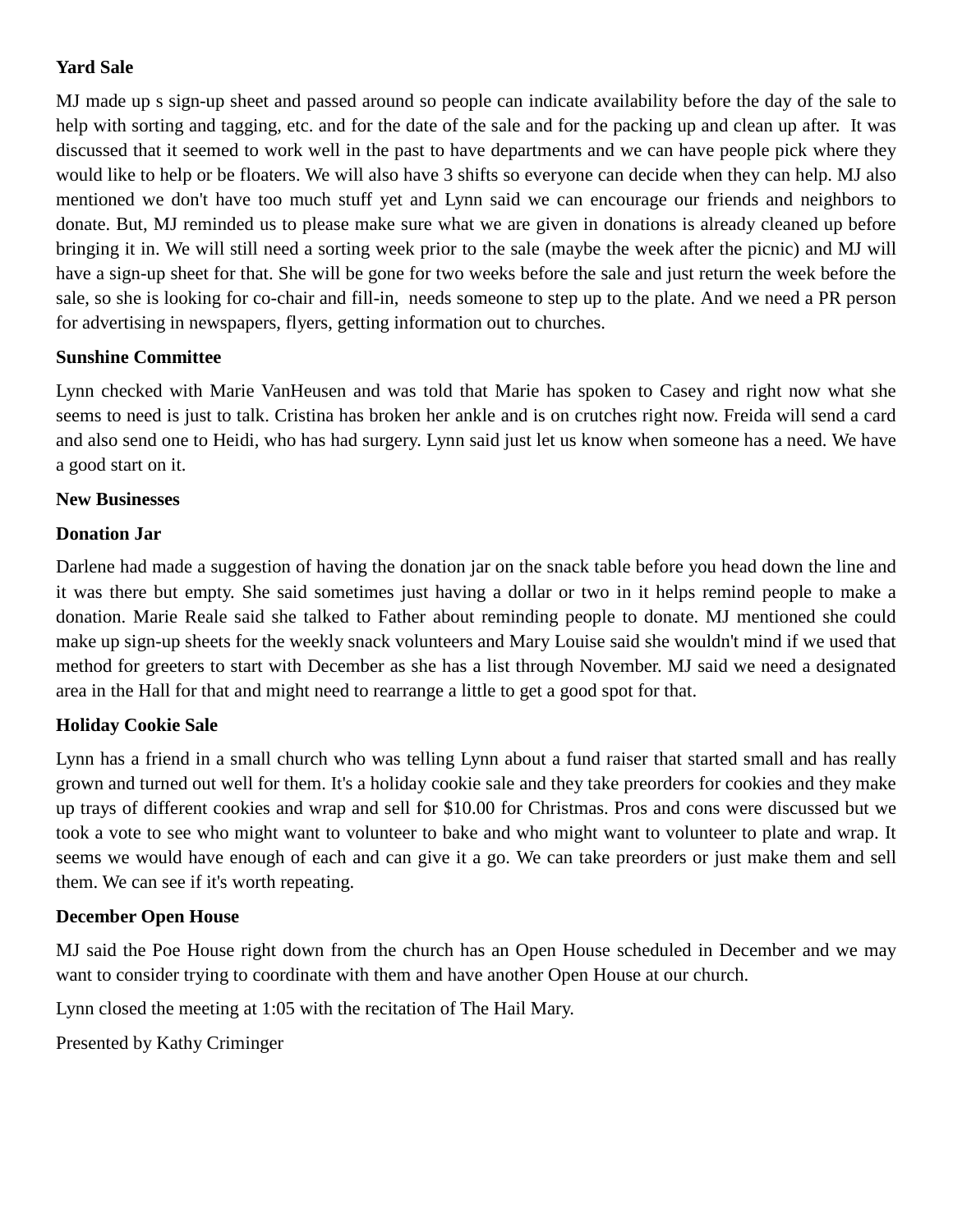**Yard Sale**

MJ made up s sign-up sheet and passed around so people can indicate availability before the day of the sale to help with sorting and tagging, etc. and for the date of the sale and for the packing up and clean up after. It was discussed that it seemed to work well in the past to have departments and we can have people pick where they would like to help or be floaters. We will also have 3 shifts so everyone can decide when they can help. MJ also mentioned we don't have too much stuff yet and Lynn said we can encourage our friends and neighbors to donate. But, MJ reminded us to please make sure what we are given in donations is already cleaned up before bringing it in. We will still need a sorting week prior to the sale (maybe the week after the picnic) and MJ will have a sign-up sheet for that. She will be gone for two weeks before the sale and just return the week before the sale, so she is looking for co-chair and fill-in, needs someone to step up to the plate. And we need a PR person for advertising in newspapers, flyers, getting information out to churches.

**Sunshine Committee**

Lynn checked with Marie VanHeusen and was told that Marie has spoken to Casey and right now what she seems to need is just to talk. Cristina has broken her ankle and is on crutches right now. Freida will send a card and also send one to Heidi, who has had surgery. Lynn said just let us know when someone has a need. We have a good start on it.

**New Businesses**

**Donation Jar**

Darlene had made a suggestion of having the donation jar on the snack table before you head down the line and it was there but empty. She said sometimes just having a dollar or two in it helps remind people to make a donation. Marie Reale said she talked to Father about reminding people to donate. MJ mentioned she could make up sign-up sheets for the weekly snack volunteers and Mary Louise said she wouldn't mind if we used that method for greeters to start with December as she has a list through November. MJ said we need a designated area in the Hall for that and might need to rearrange a little to get a good spot for that.

**Holiday Cookie Sale**

Lynn has a friend in a small church who was telling Lynn about a fund raiser that started small and has really grown and turned out well for them. It's a holiday cookie sale and they take preorders for cookies and they make up trays of different cookies and wrap and sell for $10.00 for Christmas. Pros and cons were discussed but we took a vote to see who might want to volunteer to bake and who might want to volunteer to plate and wrap. It seems we would have enough of each and can give it a go. We can take preorders or just make them and sell them. We can see if it's worth repeating.

**December Open House**

MJ said the Poe House right down from the church has an Open House scheduled in December and we may want to consider trying to coordinate with them and have another Open House at our church.

Lynn closed the meeting at 1:05 with the recitation of The Hail Mary.

Presented by Kathy Criminger